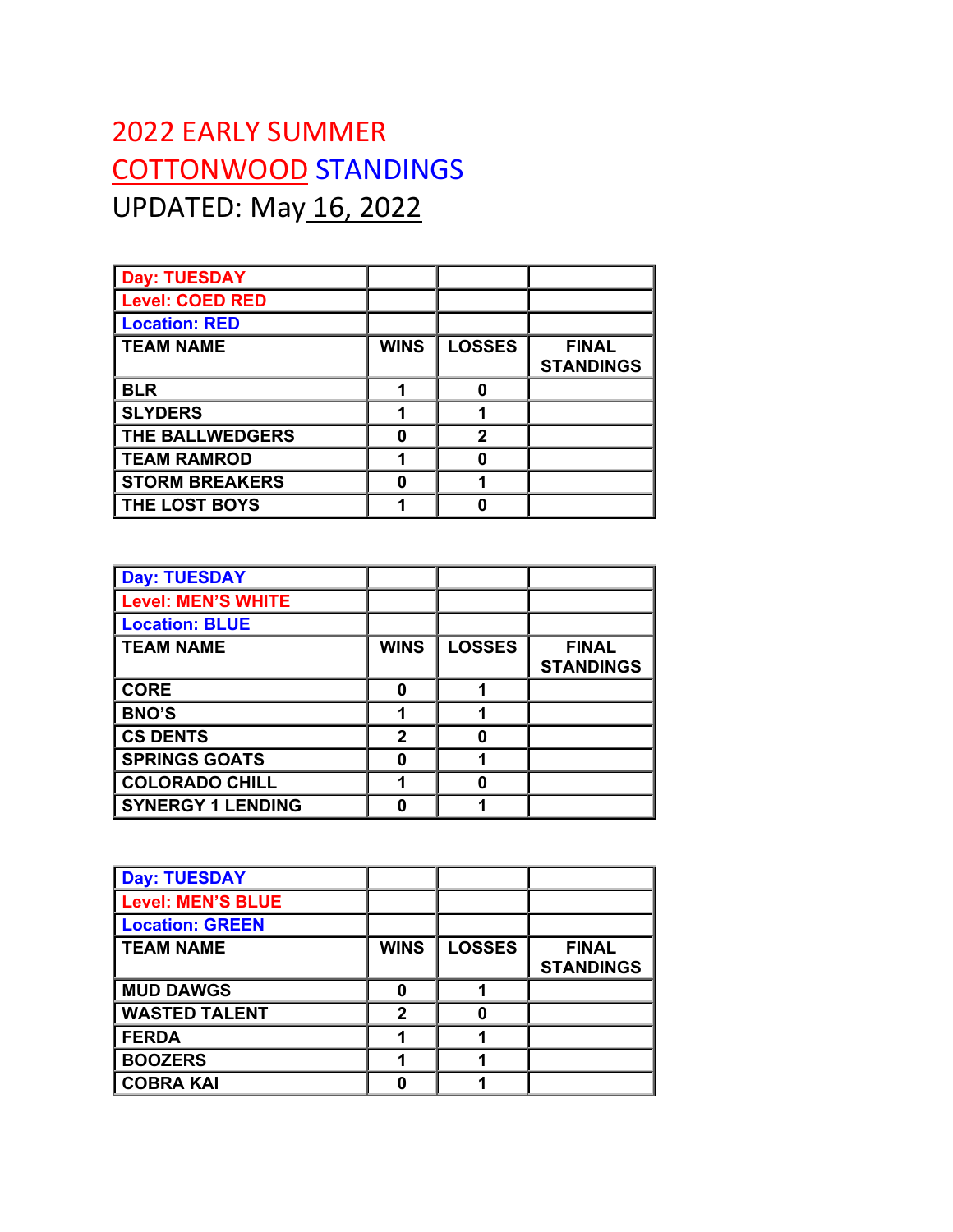# 2022 EARLY SUMMER

# COTTONWOOD STANDINGS

UPDATED: May 16, 2022

| Day: TUESDAY | | | |
|---|---|---|---|
| Level: COED RED | | | |
| Location: RED | | | |
| TEAM NAME | WINS | LOSSES | FINAL STANDINGS |
| BLR | 1 | 0 | |
| SLYDERS | 1 | 1 | |
| THE BALLWEDGERS | 0 | 2 | |
| TEAM RAMROD | 1 | 0 | |
| STORM BREAKERS | 0 | 1 | |
| THE LOST BOYS | 1 | 0 | |

| Day: TUESDAY | | | |
|---|---|---|---|
| Level: MEN'S WHITE | | | |
| Location: BLUE | | | |
| TEAM NAME | WINS | LOSSES | FINAL STANDINGS |
| CORE | 0 | 1 | |
| BNO'S | 1 | 1 | |
| CS DENTS | 2 | 0 | |
| SPRINGS GOATS | 0 | 1 | |
| COLORADO CHILL | 1 | 0 | |
| SYNERGY 1 LENDING | 0 | 1 | |

| Day: TUESDAY | | | |
|---|---|---|---|
| Level: MEN'S BLUE | | | |
| Location: GREEN | | | |
| TEAM NAME | WINS | LOSSES | FINAL STANDINGS |
| MUD DAWGS | 0 | 1 | |
| WASTED TALENT | 2 | 0 | |
| FERDA | 1 | 1 | |
| BOOZERS | 1 | 1 | |
| COBRA KAI | 0 | 1 | |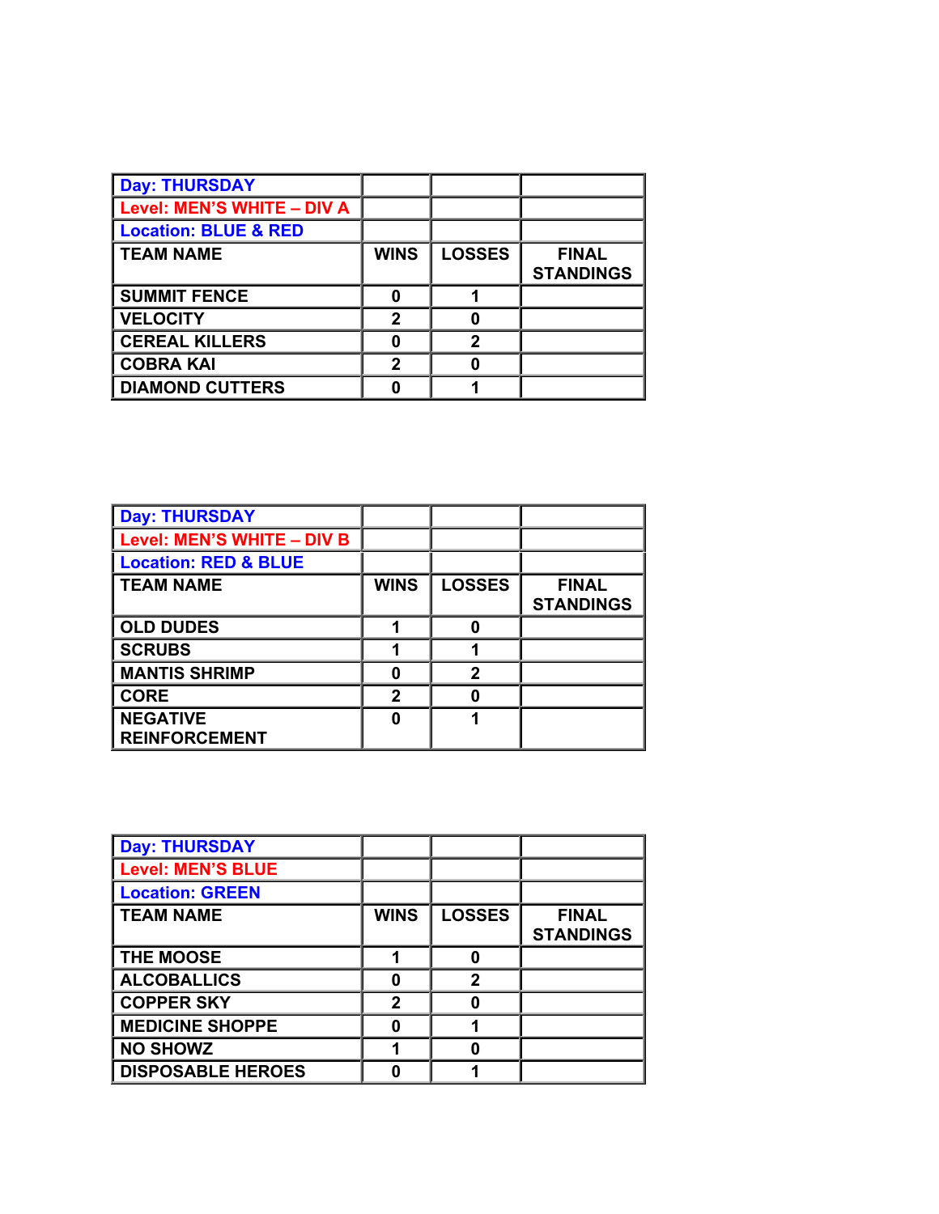| Day: THURSDAY | | | |
|---|---|---|---|
| Level: MEN'S WHITE – DIV A | | | |
| Location: BLUE & RED | | | |
| TEAM NAME | WINS | LOSSES | FINAL STANDINGS |
| SUMMIT FENCE | 0 | 1 | |
| VELOCITY | 2 | 0 | |
| CEREAL KILLERS | 0 | 2 | |
| COBRA KAI | 2 | 0 | |
| DIAMOND CUTTERS | 0 | 1 | |

| Day: THURSDAY | | | |
|---|---|---|---|
| Level: MEN'S WHITE – DIV B | | | |
| Location: RED & BLUE | | | |
| TEAM NAME | WINS | LOSSES | FINAL STANDINGS |
| OLD DUDES | 1 | 0 | |
| SCRUBS | 1 | 1 | |
| MANTIS SHRIMP | 0 | 2 | |
| CORE | 2 | 0 | |
| NEGATIVE REINFORCEMENT | 0 | 1 | |

| Day: THURSDAY | | | |
|---|---|---|---|
| Level: MEN'S BLUE | | | |
| Location: GREEN | | | |
| TEAM NAME | WINS | LOSSES | FINAL STANDINGS |
| THE MOOSE | 1 | 0 | |
| ALCOBALLICS | 0 | 2 | |
| COPPER SKY | 2 | 0 | |
| MEDICINE SHOPPE | 0 | 1 | |
| NO SHOWZ | 1 | 0 | |
| DISPOSABLE HEROES | 0 | 1 | |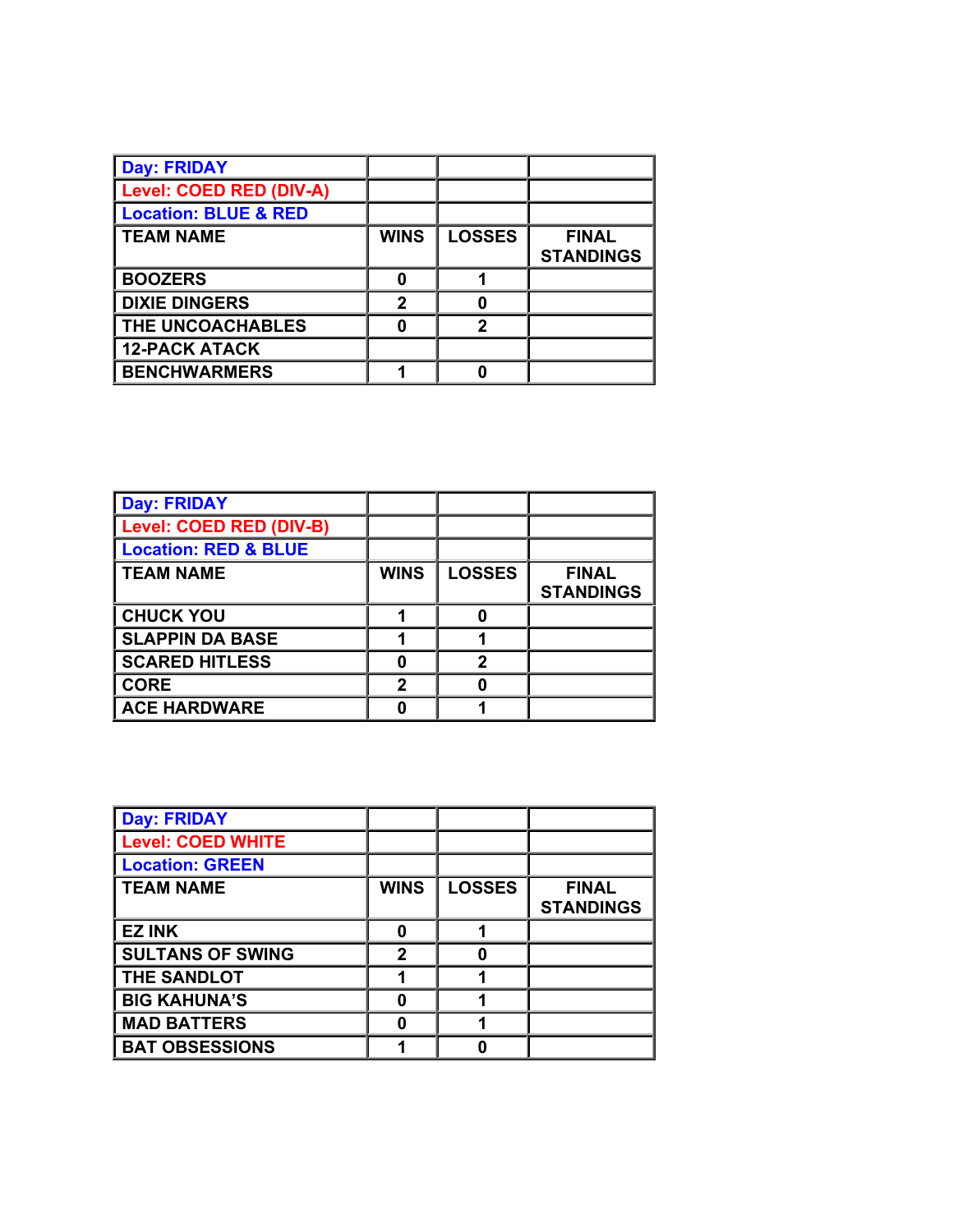| Day: FRIDAY | | | |
|---|---|---|---|
| Level: COED RED (DIV-A) | | | |
| Location: BLUE & RED | | | |
| **TEAM NAME** | **WINS** | **LOSSES** | **FINAL STANDINGS** |
| BOOZERS | 0 | 1 | |
| DIXIE DINGERS | 2 | 0 | |
| THE UNCOACHABLES | 0 | 2 | |
| 12-PACK ATACK | | | |
| BENCHWARMERS | 1 | 0 | |

| Day: FRIDAY | | | |
|---|---|---|---|
| Level: COED RED (DIV-B) | | | |
| Location: RED & BLUE | | | |
| **TEAM NAME** | **WINS** | **LOSSES** | **FINAL STANDINGS** |
| CHUCK YOU | 1 | 0 | |
| SLAPPIN DA BASE | 1 | 1 | |
| SCARED HITLESS | 0 | 2 | |
| CORE | 2 | 0 | |
| ACE HARDWARE | 0 | 1 | |

| Day: FRIDAY | | | |
|---|---|---|---|
| Level: COED WHITE | | | |
| Location: GREEN | | | |
| **TEAM NAME** | **WINS** | **LOSSES** | **FINAL STANDINGS** |
| EZ INK | 0 | 1 | |
| SULTANS OF SWING | 2 | 0 | |
| THE SANDLOT | 1 | 1 | |
| BIG KAHUNA'S | 0 | 1 | |
| MAD BATTERS | 0 | 1 | |
| BAT OBSESSIONS | 1 | 0 | |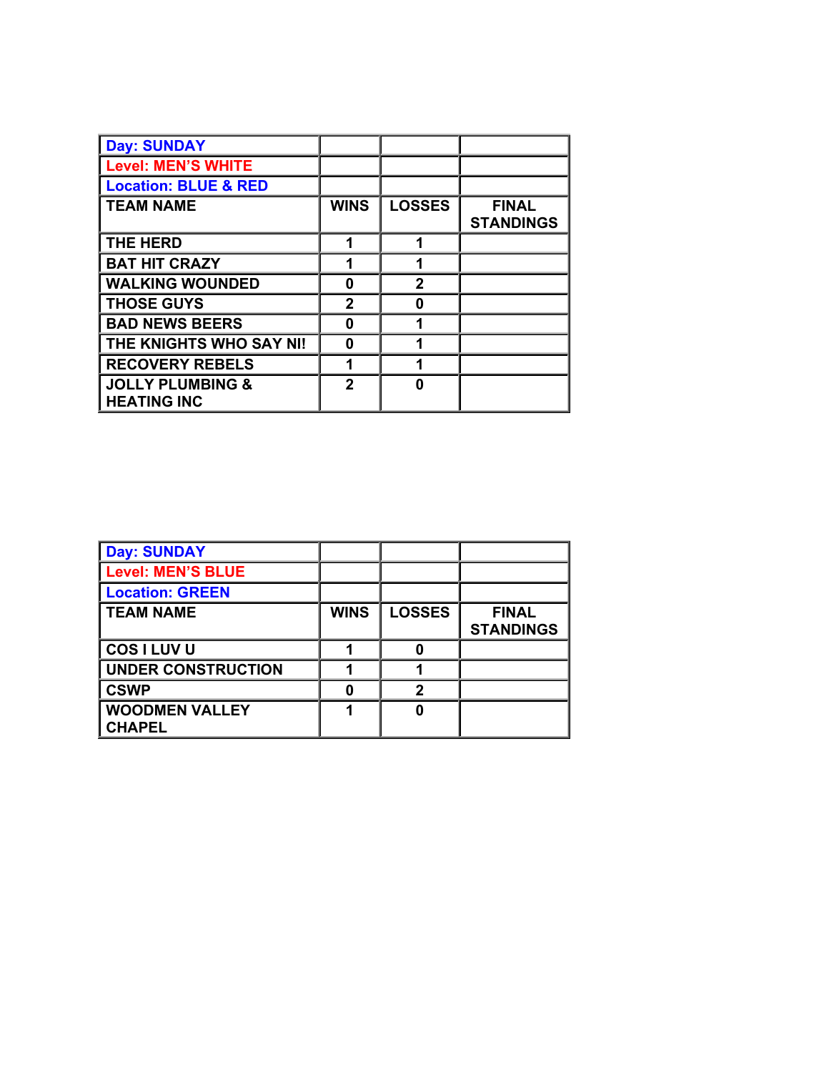| Day: SUNDAY | | | |
|---|---|---|---|
| Level: MEN'S WHITE | | | |
| Location: BLUE & RED | | | |
| TEAM NAME | WINS | LOSSES | FINAL STANDINGS |
| THE HERD | 1 | 1 | |
| BAT HIT CRAZY | 1 | 1 | |
| WALKING WOUNDED | 0 | 2 | |
| THOSE GUYS | 2 | 0 | |
| BAD NEWS BEERS | 0 | 1 | |
| THE KNIGHTS WHO SAY NI! | 0 | 1 | |
| RECOVERY REBELS | 1 | 1 | |
| JOLLY PLUMBING & HEATING INC | 2 | 0 | |

| Day: SUNDAY | | | |
|---|---|---|---|
| Level: MEN'S BLUE | | | |
| Location: GREEN | | | |
| TEAM NAME | WINS | LOSSES | FINAL STANDINGS |
| COS I LUV U | 1 | 0 | |
| UNDER CONSTRUCTION | 1 | 1 | |
| CSWP | 0 | 2 | |
| WOODMEN VALLEY CHAPEL | 1 | 0 | |